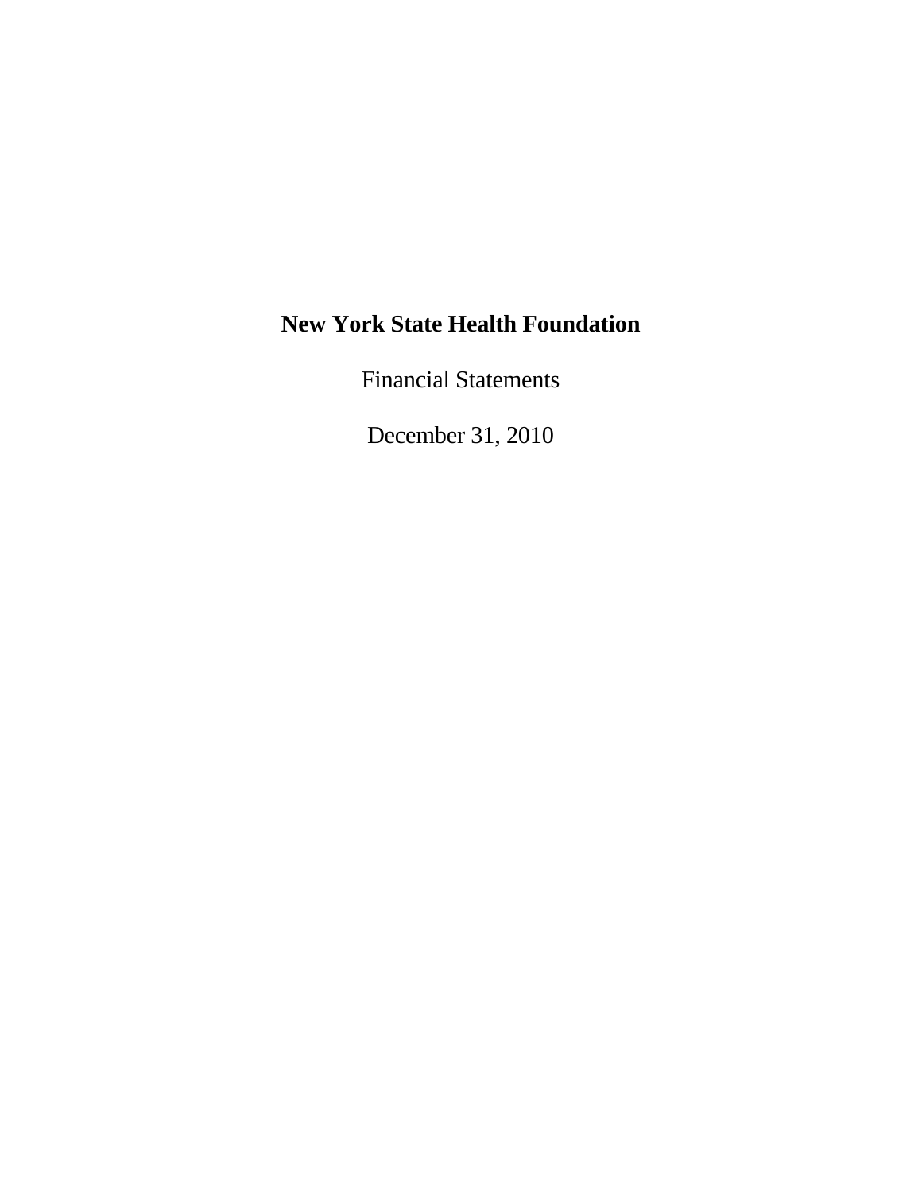# New York State Health Foundation

Financial Statements

December 31, 2010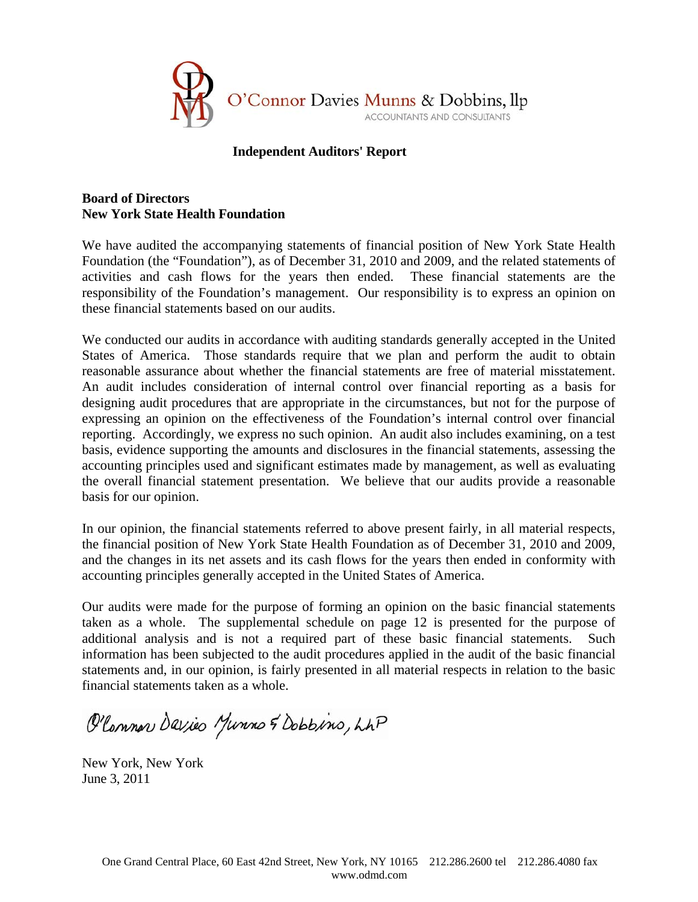O'Connor Davies Munns & Dobbins, llp
ACCOUNTANTS AND CONSULTANTS

## Independent Auditors' Report

**Board of Directors**
**New York State Health Foundation**

We have audited the accompanying statements of financial position of New York State Health Foundation (the "Foundation"), as of December 31, 2010 and 2009, and the related statements of activities and cash flows for the years then ended. These financial statements are the responsibility of the Foundation's management. Our responsibility is to express an opinion on these financial statements based on our audits.

We conducted our audits in accordance with auditing standards generally accepted in the United States of America. Those standards require that we plan and perform the audit to obtain reasonable assurance about whether the financial statements are free of material misstatement. An audit includes consideration of internal control over financial reporting as a basis for designing audit procedures that are appropriate in the circumstances, but not for the purpose of expressing an opinion on the effectiveness of the Foundation's internal control over financial reporting. Accordingly, we express no such opinion. An audit also includes examining, on a test basis, evidence supporting the amounts and disclosures in the financial statements, assessing the accounting principles used and significant estimates made by management, as well as evaluating the overall financial statement presentation. We believe that our audits provide a reasonable basis for our opinion.

In our opinion, the financial statements referred to above present fairly, in all material respects, the financial position of New York State Health Foundation as of December 31, 2010 and 2009, and the changes in its net assets and its cash flows for the years then ended in conformity with accounting principles generally accepted in the United States of America.

Our audits were made for the purpose of forming an opinion on the basic financial statements taken as a whole. The supplemental schedule on page 12 is presented for the purpose of additional analysis and is not a required part of these basic financial statements. Such information has been subjected to the audit procedures applied in the audit of the basic financial statements and, in our opinion, is fairly presented in all material respects in relation to the basic financial statements taken as a whole.

O'Connor Davies Munns & Dobbins, LLP

New York, New York
June 3, 2011

One Grand Central Place, 60 East 42nd Street, New York, NY 10165 212.286.2600 tel 212.286.4080 fax
www.odmd.com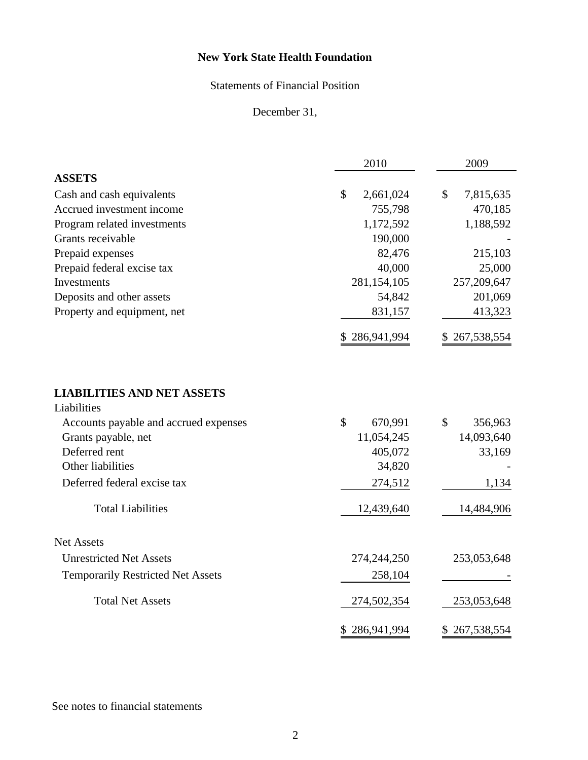# New York State Health Foundation

Statements of Financial Position

December 31,

| | 2010 | 2009 |
|---|---|---|
| **ASSETS** | | |
| Cash and cash equivalents | $ 2,661,024 | $ 7,815,635 |
| Accrued investment income | 755,798 | 470,185 |
| Program related investments | 1,172,592 | 1,188,592 |
| Grants receivable | 190,000 | - |
| Prepaid expenses | 82,476 | 215,103 |
| Prepaid federal excise tax | 40,000 | 25,000 |
| Investments | 281,154,105 | 257,209,647 |
| Deposits and other assets | 54,842 | 201,069 |
| Property and equipment, net | 831,157 | 413,323 |
| | $ 286,941,994 | $ 267,538,554 |
| **LIABILITIES AND NET ASSETS** | | |
| Liabilities | | |
| Accounts payable and accrued expenses | $ 670,991 | $ 356,963 |
| Grants payable, net | 11,054,245 | 14,093,640 |
| Deferred rent | 405,072 | 33,169 |
| Other liabilities | 34,820 | - |
| Deferred federal excise tax | 274,512 | 1,134 |
| Total Liabilities | 12,439,640 | 14,484,906 |
| Net Assets | | |
| Unrestricted Net Assets | 274,244,250 | 253,053,648 |
| Temporarily Restricted Net Assets | 258,104 | - |
| Total Net Assets | 274,502,354 | 253,053,648 |
| | $ 286,941,994 | $ 267,538,554 |

See notes to financial statements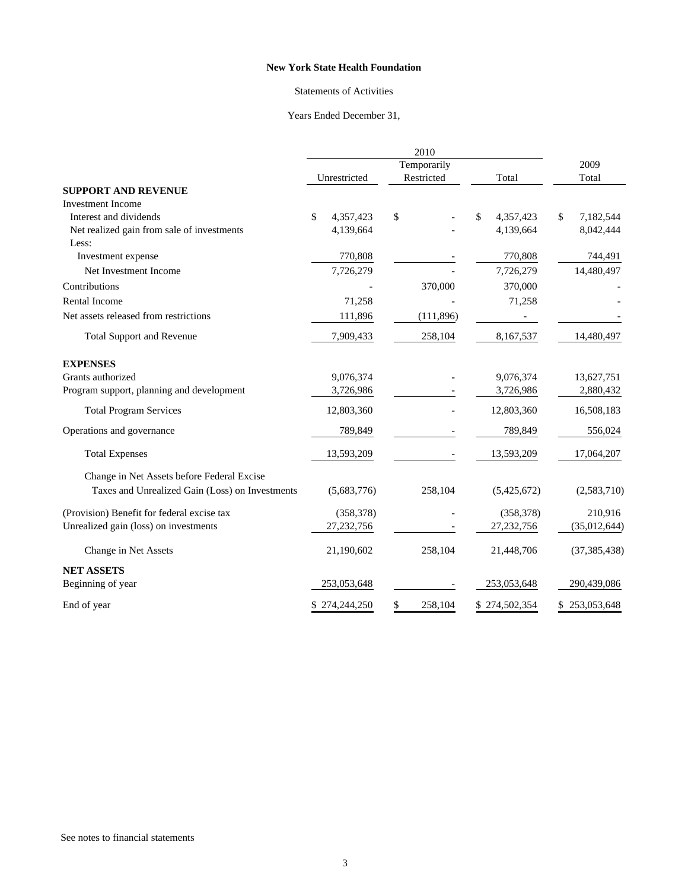**New York State Health Foundation**

Statements of Activities

Years Ended December 31,

| | 2010 | | | 2009 |
|---|---|---|---|---|
| | Unrestricted | Temporarily Restricted | Total | Total |
| **SUPPORT AND REVENUE** | | | | |
| Investment Income | | | | |
| Interest and dividends | $ 4,357,423 | $ - | $ 4,357,423 | $ 7,182,544 |
| Net realized gain from sale of investments | 4,139,664 | - | 4,139,664 | 8,042,444 |
| Less: | | | | |
| Investment expense | 770,808 | - | 770,808 | 744,491 |
| Net Investment Income | 7,726,279 | - | 7,726,279 | 14,480,497 |
| Contributions | - | 370,000 | 370,000 | - |
| Rental Income | 71,258 | - | 71,258 | - |
| Net assets released from restrictions | 111,896 | (111,896) | - | - |
| Total Support and Revenue | 7,909,433 | 258,104 | 8,167,537 | 14,480,497 |
| **EXPENSES** | | | | |
| Grants authorized | 9,076,374 | - | 9,076,374 | 13,627,751 |
| Program support, planning and development | 3,726,986 | - | 3,726,986 | 2,880,432 |
| Total Program Services | 12,803,360 | - | 12,803,360 | 16,508,183 |
| Operations and governance | 789,849 | - | 789,849 | 556,024 |
| Total Expenses | 13,593,209 | - | 13,593,209 | 17,064,207 |
| Change in Net Assets before Federal Excise Taxes and Unrealized Gain (Loss) on Investments | (5,683,776) | 258,104 | (5,425,672) | (2,583,710) |
| (Provision) Benefit for federal excise tax | (358,378) | - | (358,378) | 210,916 |
| Unrealized gain (loss) on investments | 27,232,756 | - | 27,232,756 | (35,012,644) |
| Change in Net Assets | 21,190,602 | 258,104 | 21,448,706 | (37,385,438) |
| **NET ASSETS** | | | | |
| Beginning of year | 253,053,648 | - | 253,053,648 | 290,439,086 |
| End of year | $ 274,244,250 | $ 258,104 | $ 274,502,354 | $ 253,053,648 |

See notes to financial statements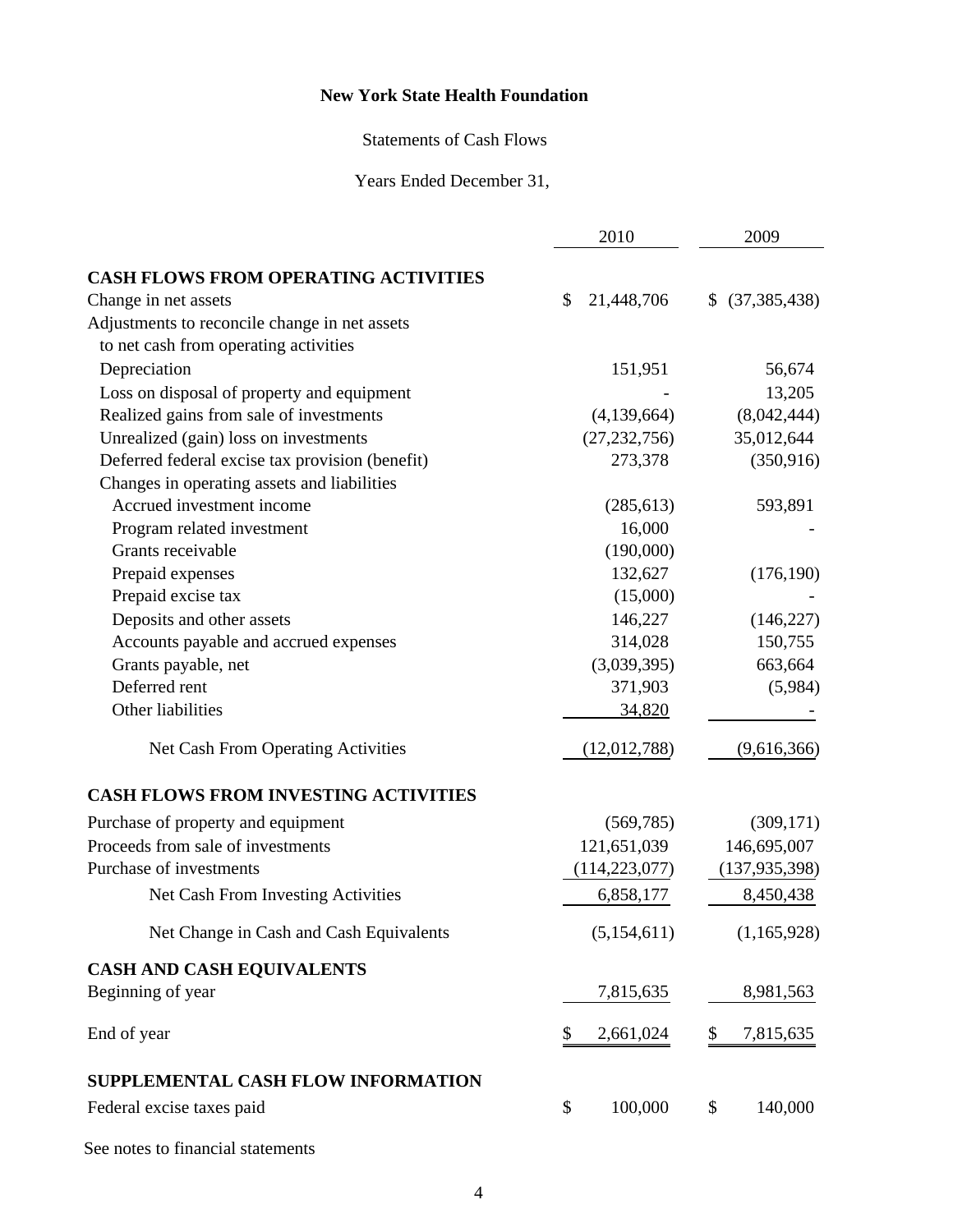**New York State Health Foundation**

Statements of Cash Flows

Years Ended December 31,

| | 2010 | 2009 |
|---|---|---|
| **CASH FLOWS FROM OPERATING ACTIVITIES** | | |
| Change in net assets | $ 21,448,706 | $ (37,385,438) |
| Adjustments to reconcile change in net assets to net cash from operating activities | | |
| Depreciation | 151,951 | 56,674 |
| Loss on disposal of property and equipment | - | 13,205 |
| Realized gains from sale of investments | (4,139,664) | (8,042,444) |
| Unrealized (gain) loss on investments | (27,232,756) | 35,012,644 |
| Deferred federal excise tax provision (benefit) | 273,378 | (350,916) |
| Changes in operating assets and liabilities | | |
| Accrued investment income | (285,613) | 593,891 |
| Program related investment | 16,000 | - |
| Grants receivable | (190,000) | |
| Prepaid expenses | 132,627 | (176,190) |
| Prepaid excise tax | (15,000) | - |
| Deposits and other assets | 146,227 | (146,227) |
| Accounts payable and accrued expenses | 314,028 | 150,755 |
| Grants payable, net | (3,039,395) | 663,664 |
| Deferred rent | 371,903 | (5,984) |
| Other liabilities | 34,820 | - |
| Net Cash From Operating Activities | (12,012,788) | (9,616,366) |
| **CASH FLOWS FROM INVESTING ACTIVITIES** | | |
| Purchase of property and equipment | (569,785) | (309,171) |
| Proceeds from sale of investments | 121,651,039 | 146,695,007 |
| Purchase of investments | (114,223,077) | (137,935,398) |
| Net Cash From Investing Activities | 6,858,177 | 8,450,438 |
| Net Change in Cash and Cash Equivalents | (5,154,611) | (1,165,928) |
| **CASH AND CASH EQUIVALENTS** | | |
| Beginning of year | 7,815,635 | 8,981,563 |
| End of year | $ 2,661,024 | $ 7,815,635 |
| **SUPPLEMENTAL CASH FLOW INFORMATION** | | |
| Federal excise taxes paid | $ 100,000 | $ 140,000 |

See notes to financial statements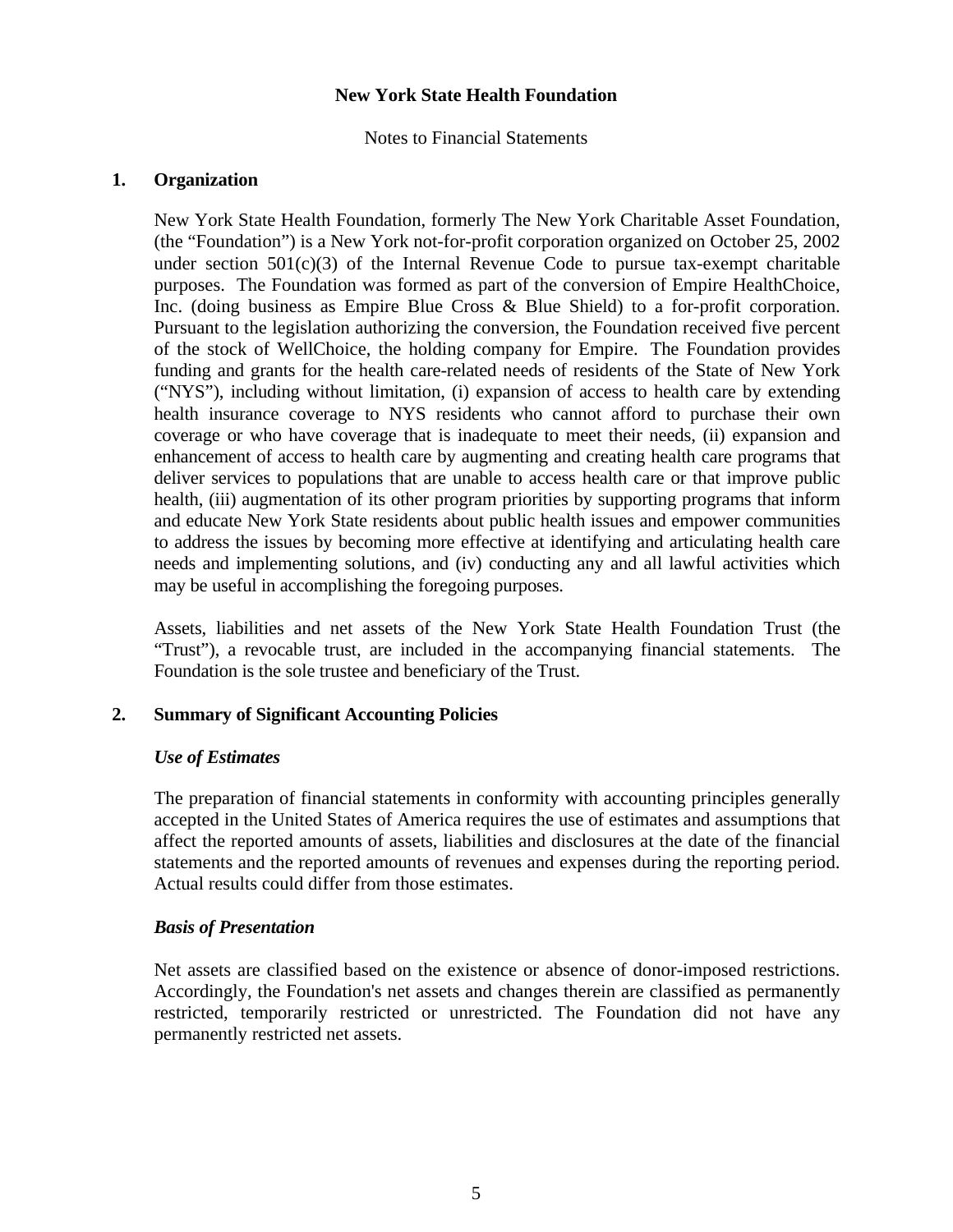**New York State Health Foundation**

Notes to Financial Statements

## 1. Organization

New York State Health Foundation, formerly The New York Charitable Asset Foundation, (the "Foundation") is a New York not-for-profit corporation organized on October 25, 2002 under section 501(c)(3) of the Internal Revenue Code to pursue tax-exempt charitable purposes. The Foundation was formed as part of the conversion of Empire HealthChoice, Inc. (doing business as Empire Blue Cross & Blue Shield) to a for-profit corporation. Pursuant to the legislation authorizing the conversion, the Foundation received five percent of the stock of WellChoice, the holding company for Empire. The Foundation provides funding and grants for the health care-related needs of residents of the State of New York ("NYS"), including without limitation, (i) expansion of access to health care by extending health insurance coverage to NYS residents who cannot afford to purchase their own coverage or who have coverage that is inadequate to meet their needs, (ii) expansion and enhancement of access to health care by augmenting and creating health care programs that deliver services to populations that are unable to access health care or that improve public health, (iii) augmentation of its other program priorities by supporting programs that inform and educate New York State residents about public health issues and empower communities to address the issues by becoming more effective at identifying and articulating health care needs and implementing solutions, and (iv) conducting any and all lawful activities which may be useful in accomplishing the foregoing purposes.

Assets, liabilities and net assets of the New York State Health Foundation Trust (the "Trust"), a revocable trust, are included in the accompanying financial statements. The Foundation is the sole trustee and beneficiary of the Trust.

## 2. Summary of Significant Accounting Policies

### *Use of Estimates*

The preparation of financial statements in conformity with accounting principles generally accepted in the United States of America requires the use of estimates and assumptions that affect the reported amounts of assets, liabilities and disclosures at the date of the financial statements and the reported amounts of revenues and expenses during the reporting period. Actual results could differ from those estimates.

### *Basis of Presentation*

Net assets are classified based on the existence or absence of donor-imposed restrictions. Accordingly, the Foundation's net assets and changes therein are classified as permanently restricted, temporarily restricted or unrestricted. The Foundation did not have any permanently restricted net assets.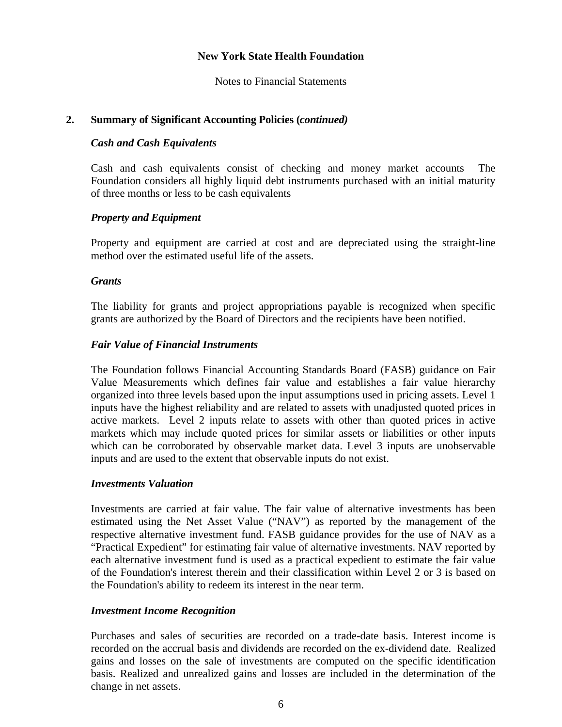**New York State Health Foundation**

Notes to Financial Statements

## 2. Summary of Significant Accounting Policies (*continued)*

### *Cash and Cash Equivalents*

Cash and cash equivalents consist of checking and money market accounts The Foundation considers all highly liquid debt instruments purchased with an initial maturity of three months or less to be cash equivalents

### *Property and Equipment*

Property and equipment are carried at cost and are depreciated using the straight-line method over the estimated useful life of the assets.

### *Grants*

The liability for grants and project appropriations payable is recognized when specific grants are authorized by the Board of Directors and the recipients have been notified.

### *Fair Value of Financial Instruments*

The Foundation follows Financial Accounting Standards Board (FASB) guidance on Fair Value Measurements which defines fair value and establishes a fair value hierarchy organized into three levels based upon the input assumptions used in pricing assets. Level 1 inputs have the highest reliability and are related to assets with unadjusted quoted prices in active markets. Level 2 inputs relate to assets with other than quoted prices in active markets which may include quoted prices for similar assets or liabilities or other inputs which can be corroborated by observable market data. Level 3 inputs are unobservable inputs and are used to the extent that observable inputs do not exist.

### *Investments Valuation*

Investments are carried at fair value. The fair value of alternative investments has been estimated using the Net Asset Value ("NAV") as reported by the management of the respective alternative investment fund. FASB guidance provides for the use of NAV as a "Practical Expedient" for estimating fair value of alternative investments. NAV reported by each alternative investment fund is used as a practical expedient to estimate the fair value of the Foundation's interest therein and their classification within Level 2 or 3 is based on the Foundation's ability to redeem its interest in the near term.

### *Investment Income Recognition*

Purchases and sales of securities are recorded on a trade-date basis. Interest income is recorded on the accrual basis and dividends are recorded on the ex-dividend date. Realized gains and losses on the sale of investments are computed on the specific identification basis. Realized and unrealized gains and losses are included in the determination of the change in net assets.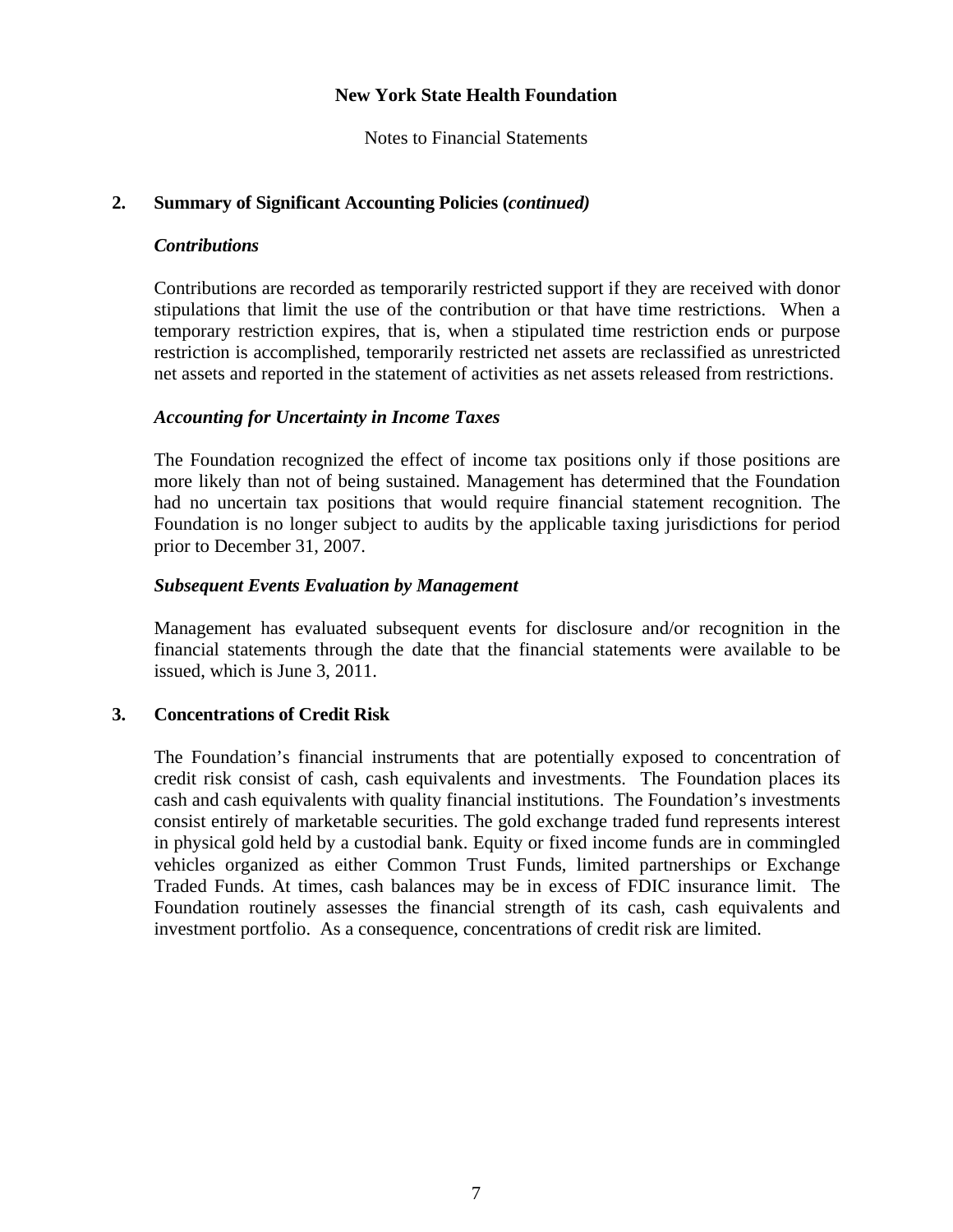**New York State Health Foundation**

Notes to Financial Statements

## 2. Summary of Significant Accounting Policies (*continued)*

### *Contributions*

Contributions are recorded as temporarily restricted support if they are received with donor stipulations that limit the use of the contribution or that have time restrictions. When a temporary restriction expires, that is, when a stipulated time restriction ends or purpose restriction is accomplished, temporarily restricted net assets are reclassified as unrestricted net assets and reported in the statement of activities as net assets released from restrictions.

### *Accounting for Uncertainty in Income Taxes*

The Foundation recognized the effect of income tax positions only if those positions are more likely than not of being sustained. Management has determined that the Foundation had no uncertain tax positions that would require financial statement recognition. The Foundation is no longer subject to audits by the applicable taxing jurisdictions for period prior to December 31, 2007.

### *Subsequent Events Evaluation by Management*

Management has evaluated subsequent events for disclosure and/or recognition in the financial statements through the date that the financial statements were available to be issued, which is June 3, 2011.

## 3. Concentrations of Credit Risk

The Foundation's financial instruments that are potentially exposed to concentration of credit risk consist of cash, cash equivalents and investments. The Foundation places its cash and cash equivalents with quality financial institutions. The Foundation's investments consist entirely of marketable securities. The gold exchange traded fund represents interest in physical gold held by a custodial bank. Equity or fixed income funds are in commingled vehicles organized as either Common Trust Funds, limited partnerships or Exchange Traded Funds. At times, cash balances may be in excess of FDIC insurance limit. The Foundation routinely assesses the financial strength of its cash, cash equivalents and investment portfolio. As a consequence, concentrations of credit risk are limited.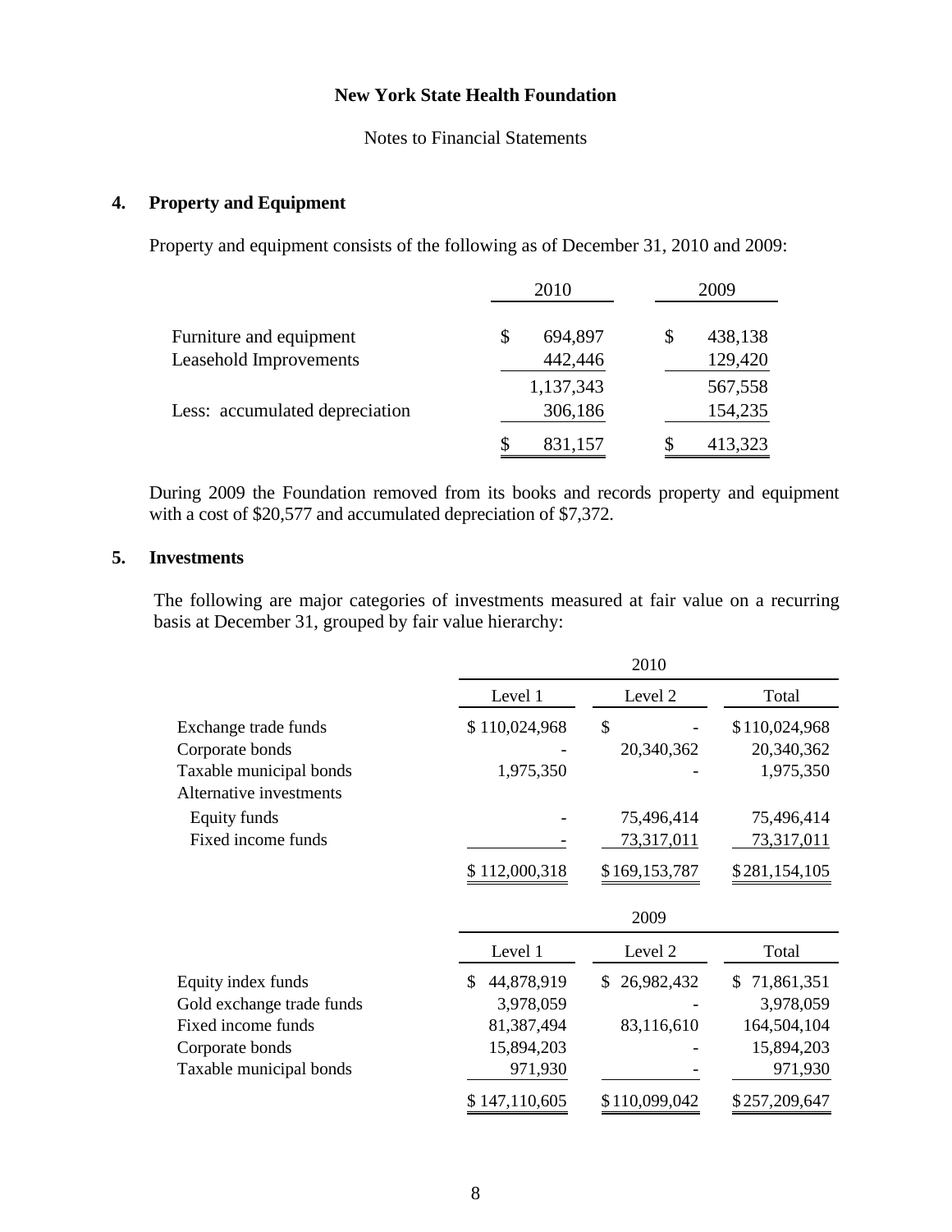New York State Health Foundation

Notes to Financial Statements

## 4. Property and Equipment

Property and equipment consists of the following as of December 31, 2010 and 2009:

| | 2010 | 2009 |
|---|---|---|
| Furniture and equipment | $ 694,897 | $ 438,138 |
| Leasehold Improvements | 442,446 | 129,420 |
| | 1,137,343 | 567,558 |
| Less: accumulated depreciation | 306,186 | 154,235 |
| | $ 831,157 | $ 413,323 |

During 2009 the Foundation removed from its books and records property and equipment with a cost of $20,577 and accumulated depreciation of $7,372.

## 5. Investments

The following are major categories of investments measured at fair value on a recurring basis at December 31, grouped by fair value hierarchy:

| | 2010 | | |
|---|---|---|---|
| | Level 1 | Level 2 | Total |
| Exchange trade funds | $ 110,024,968 | $ - | $ 110,024,968 |
| Corporate bonds | - | 20,340,362 | 20,340,362 |
| Taxable municipal bonds | 1,975,350 | - | 1,975,350 |
| Alternative investments | | | |
| Equity funds | - | 75,496,414 | 75,496,414 |
| Fixed income funds | - | 73,317,011 | 73,317,011 |
| | $ 112,000,318 | $ 169,153,787 | $ 281,154,105 |

| | 2009 | | |
|---|---|---|---|
| | Level 1 | Level 2 | Total |
| Equity index funds | $ 44,878,919 | $ 26,982,432 | $ 71,861,351 |
| Gold exchange trade funds | 3,978,059 | - | 3,978,059 |
| Fixed income funds | 81,387,494 | 83,116,610 | 164,504,104 |
| Corporate bonds | 15,894,203 | - | 15,894,203 |
| Taxable municipal bonds | 971,930 | - | 971,930 |
| | $ 147,110,605 | $ 110,099,042 | $ 257,209,647 |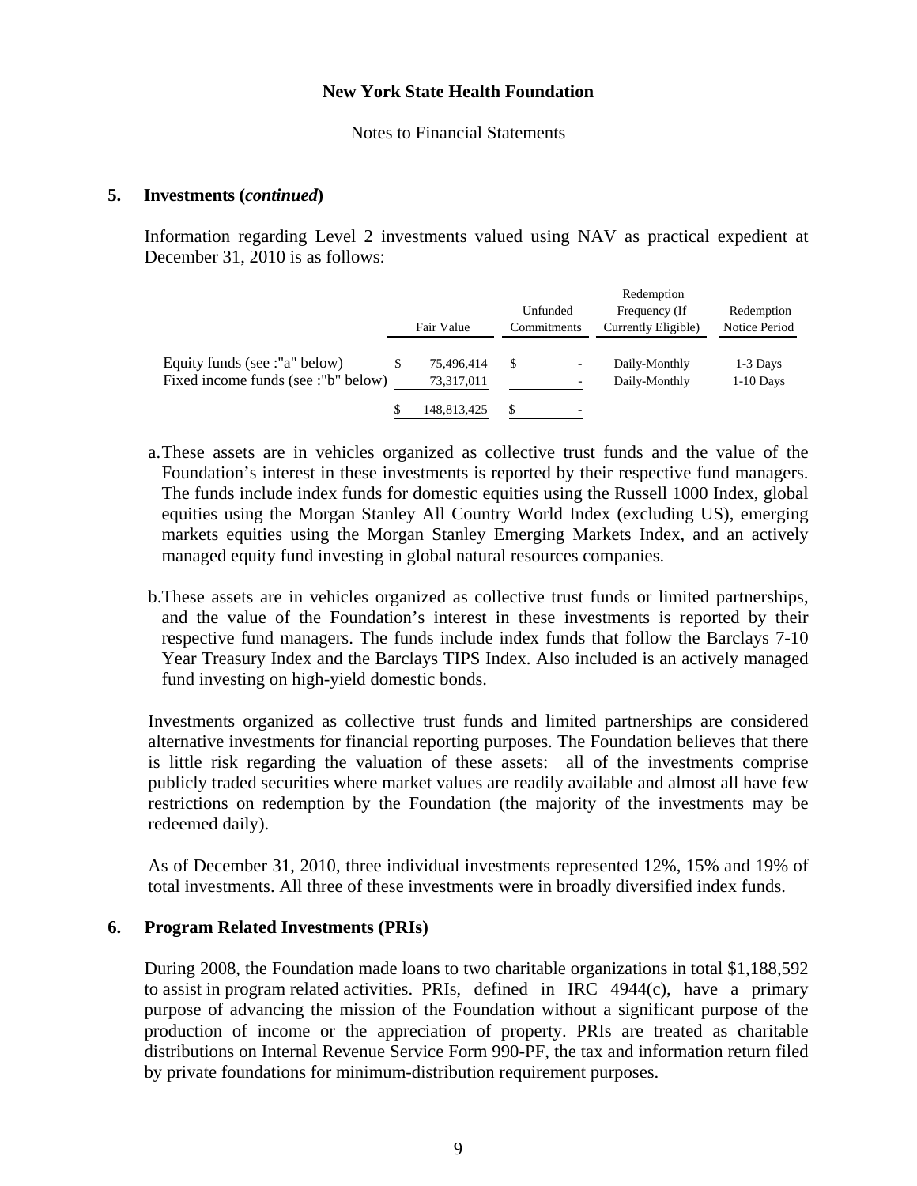## 5. Investments (*continued*)

Information regarding Level 2 investments valued using NAV as practical expedient at December 31, 2010 is as follows:

| | Fair Value | Unfunded Commitments | Redemption Frequency (If Currently Eligible) | Redemption Notice Period |
|---|---|---|---|---|
| Equity funds (see :"a" below) | $ 75,496,414 | $ - | Daily-Monthly | 1-3 Days |
| Fixed income funds (see :"b" below) | 73,317,011 | - | Daily-Monthly | 1-10 Days |
| | $ 148,813,425 | $ - | | |

a. These assets are in vehicles organized as collective trust funds and the value of the Foundation's interest in these investments is reported by their respective fund managers. The funds include index funds for domestic equities using the Russell 1000 Index, global equities using the Morgan Stanley All Country World Index (excluding US), emerging markets equities using the Morgan Stanley Emerging Markets Index, and an actively managed equity fund investing in global natural resources companies.

b. These assets are in vehicles organized as collective trust funds or limited partnerships, and the value of the Foundation's interest in these investments is reported by their respective fund managers. The funds include index funds that follow the Barclays 7-10 Year Treasury Index and the Barclays TIPS Index. Also included is an actively managed fund investing on high-yield domestic bonds.

Investments organized as collective trust funds and limited partnerships are considered alternative investments for financial reporting purposes. The Foundation believes that there is little risk regarding the valuation of these assets: all of the investments comprise publicly traded securities where market values are readily available and almost all have few restrictions on redemption by the Foundation (the majority of the investments may be redeemed daily).

As of December 31, 2010, three individual investments represented 12%, 15% and 19% of total investments. All three of these investments were in broadly diversified index funds.

## 6. Program Related Investments (PRIs)

During 2008, the Foundation made loans to two charitable organizations in total $1,188,592 to assist in program related activities. PRIs, defined in IRC 4944(c), have a primary purpose of advancing the mission of the Foundation without a significant purpose of the production of income or the appreciation of property. PRIs are treated as charitable distributions on Internal Revenue Service Form 990-PF, the tax and information return filed by private foundations for minimum-distribution requirement purposes.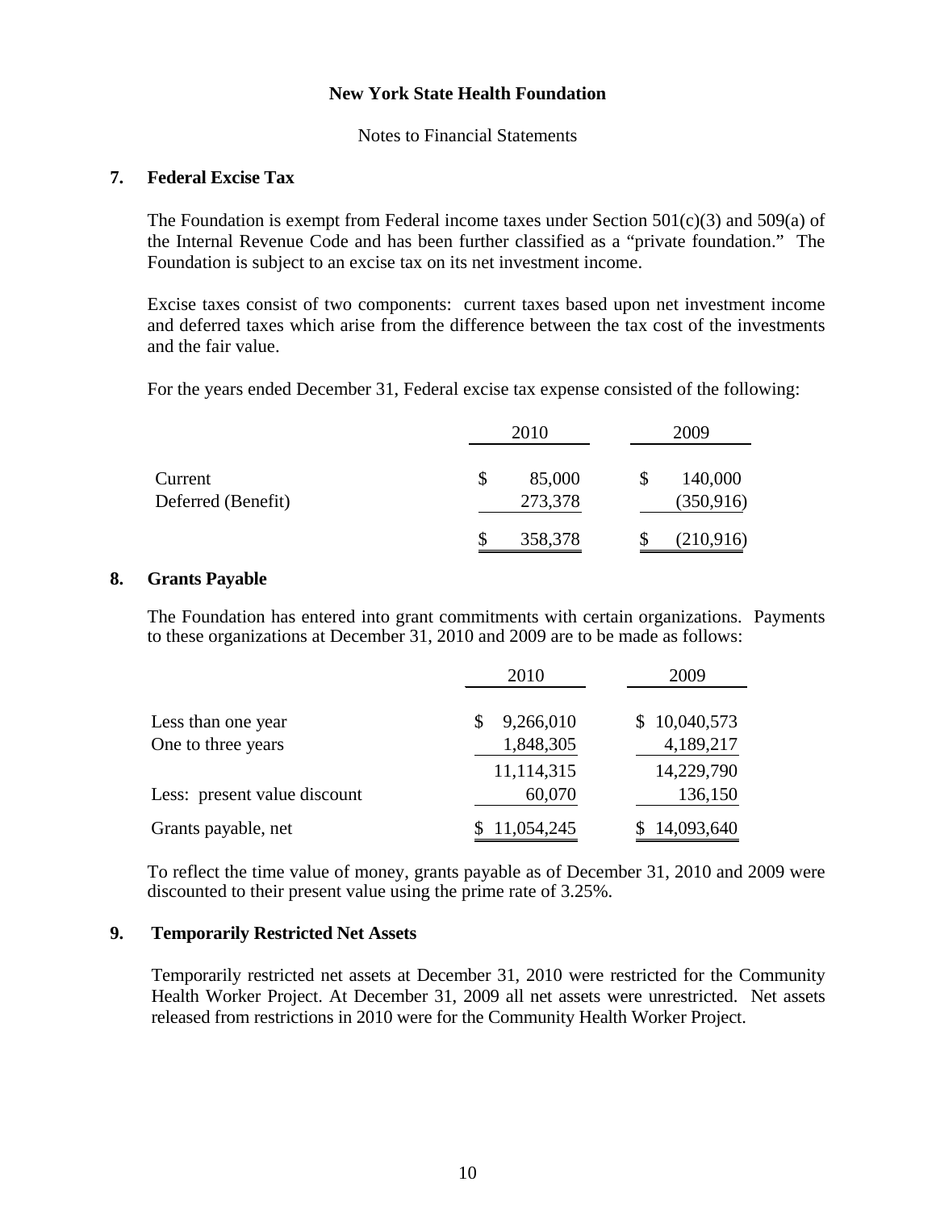**New York State Health Foundation**

Notes to Financial Statements

## 7. Federal Excise Tax

The Foundation is exempt from Federal income taxes under Section 501(c)(3) and 509(a) of the Internal Revenue Code and has been further classified as a "private foundation." The Foundation is subject to an excise tax on its net investment income.

Excise taxes consist of two components: current taxes based upon net investment income and deferred taxes which arise from the difference between the tax cost of the investments and the fair value.

For the years ended December 31, Federal excise tax expense consisted of the following:

| | 2010 | 2009 |
|---|---|---|
| Current | $ 85,000 | $ 140,000 |
| Deferred (Benefit) | 273,378 | (350,916) |
| | $ 358,378 | $ (210,916) |

## 8. Grants Payable

The Foundation has entered into grant commitments with certain organizations. Payments to these organizations at December 31, 2010 and 2009 are to be made as follows:

| | 2010 | 2009 |
|---|---|---|
| Less than one year | $ 9,266,010 | $ 10,040,573 |
| One to three years | 1,848,305 | 4,189,217 |
| | 11,114,315 | 14,229,790 |
| Less: present value discount | 60,070 | 136,150 |
| Grants payable, net | $ 11,054,245 | $ 14,093,640 |

To reflect the time value of money, grants payable as of December 31, 2010 and 2009 were discounted to their present value using the prime rate of 3.25%.

## 9. Temporarily Restricted Net Assets

Temporarily restricted net assets at December 31, 2010 were restricted for the Community Health Worker Project. At December 31, 2009 all net assets were unrestricted. Net assets released from restrictions in 2010 were for the Community Health Worker Project.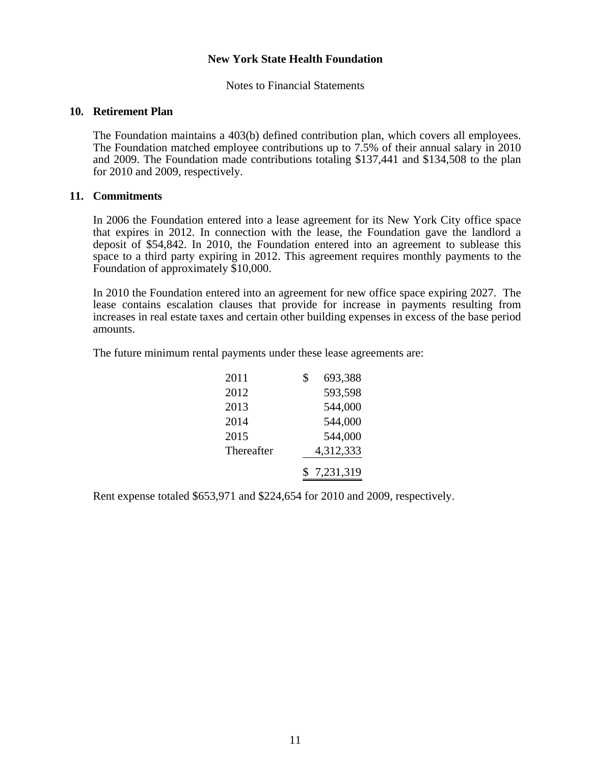**New York State Health Foundation**

Notes to Financial Statements

## 10. Retirement Plan

The Foundation maintains a 403(b) defined contribution plan, which covers all employees. The Foundation matched employee contributions up to 7.5% of their annual salary in 2010 and 2009. The Foundation made contributions totaling $137,441 and $134,508 to the plan for 2010 and 2009, respectively.

## 11. Commitments

In 2006 the Foundation entered into a lease agreement for its New York City office space that expires in 2012. In connection with the lease, the Foundation gave the landlord a deposit of $54,842. In 2010, the Foundation entered into an agreement to sublease this space to a third party expiring in 2012. This agreement requires monthly payments to the Foundation of approximately $10,000.

In 2010 the Foundation entered into an agreement for new office space expiring 2027. The lease contains escalation clauses that provide for increase in payments resulting from increases in real estate taxes and certain other building expenses in excess of the base period amounts.

The future minimum rental payments under these lease agreements are:

| Year | Amount |
|---|---|
| 2011 | $ 693,388 |
| 2012 | 593,598 |
| 2013 | 544,000 |
| 2014 | 544,000 |
| 2015 | 544,000 |
| Thereafter | 4,312,333 |
| | $ 7,231,319 |

Rent expense totaled $653,971 and $224,654 for 2010 and 2009, respectively.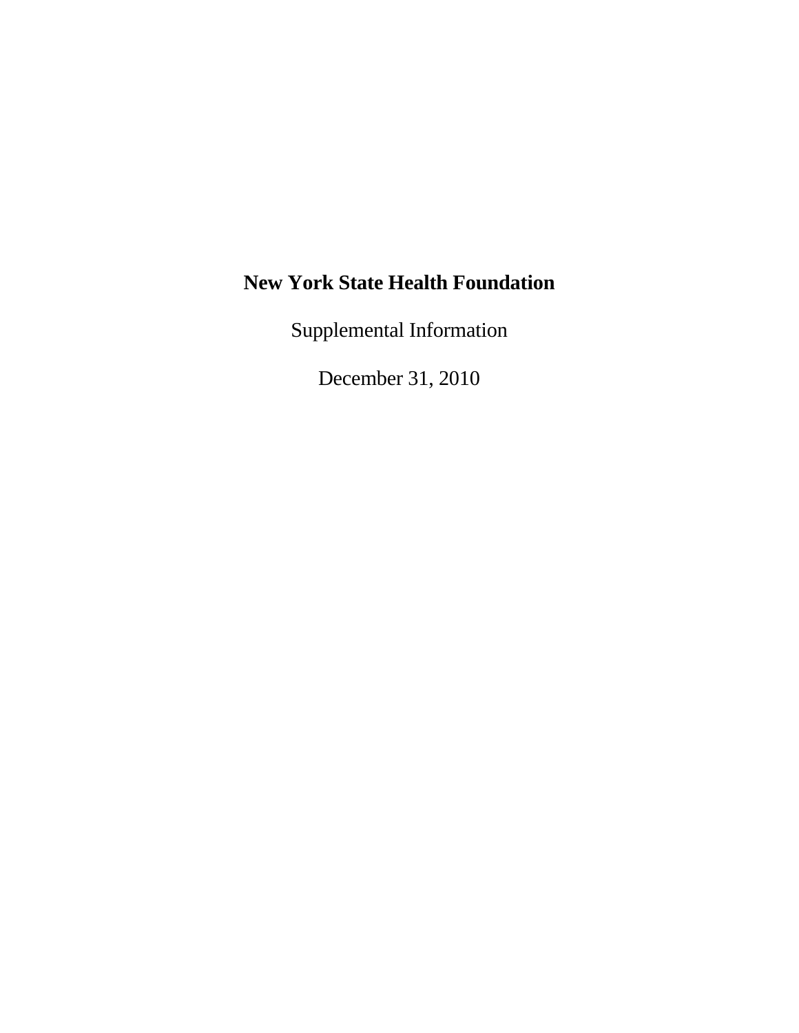# New York State Health Foundation

Supplemental Information

December 31, 2010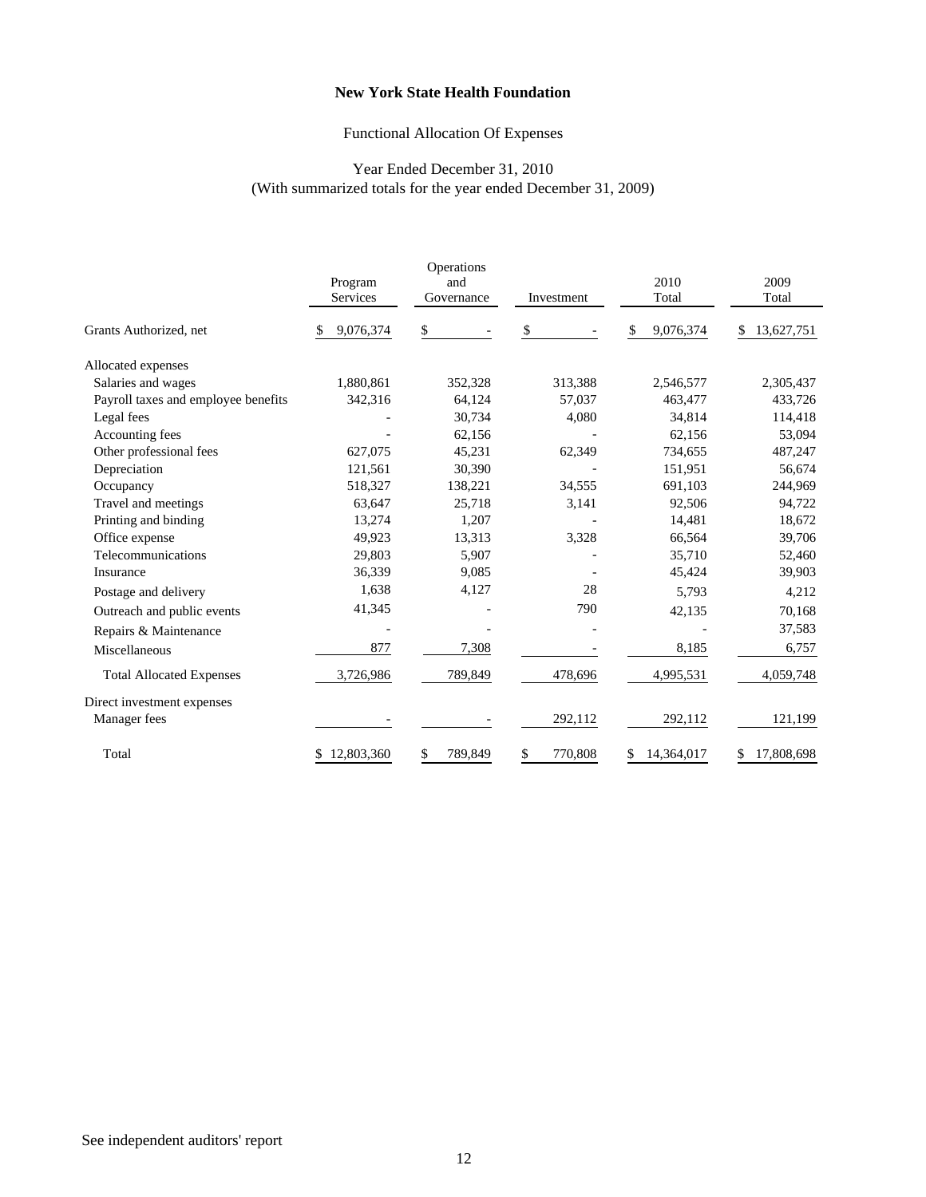# New York State Health Foundation

## Functional Allocation Of Expenses

Year Ended December 31, 2010
(With summarized totals for the year ended December 31, 2009)

| | Program Services | Operations and Governance | Investment | 2010 Total | 2009 Total |
|---|---|---|---|---|---|
| Grants Authorized, net | $ 9,076,374 | $ - | $ - | $ 9,076,374 | $ 13,627,751 |
| Allocated expenses | | | | | |
| Salaries and wages | 1,880,861 | 352,328 | 313,388 | 2,546,577 | 2,305,437 |
| Payroll taxes and employee benefits | 342,316 | 64,124 | 57,037 | 463,477 | 433,726 |
| Legal fees | - | 30,734 | 4,080 | 34,814 | 114,418 |
| Accounting fees | - | 62,156 | - | 62,156 | 53,094 |
| Other professional fees | 627,075 | 45,231 | 62,349 | 734,655 | 487,247 |
| Depreciation | 121,561 | 30,390 | - | 151,951 | 56,674 |
| Occupancy | 518,327 | 138,221 | 34,555 | 691,103 | 244,969 |
| Travel and meetings | 63,647 | 25,718 | 3,141 | 92,506 | 94,722 |
| Printing and binding | 13,274 | 1,207 | - | 14,481 | 18,672 |
| Office expense | 49,923 | 13,313 | 3,328 | 66,564 | 39,706 |
| Telecommunications | 29,803 | 5,907 | - | 35,710 | 52,460 |
| Insurance | 36,339 | 9,085 | - | 45,424 | 39,903 |
| Postage and delivery | 1,638 | 4,127 | 28 | 5,793 | 4,212 |
| Outreach and public events | 41,345 | - | 790 | 42,135 | 70,168 |
| Repairs & Maintenance | - | - | - | - | 37,583 |
| Miscellaneous | 877 | 7,308 | - | 8,185 | 6,757 |
| Total Allocated Expenses | 3,726,986 | 789,849 | 478,696 | 4,995,531 | 4,059,748 |
| Direct investment expenses | | | | | |
| Manager fees | - | - | 292,112 | 292,112 | 121,199 |
| Total | $ 12,803,360 | $ 789,849 | $ 770,808 | $ 14,364,017 | $ 17,808,698 |

See independent auditors' report